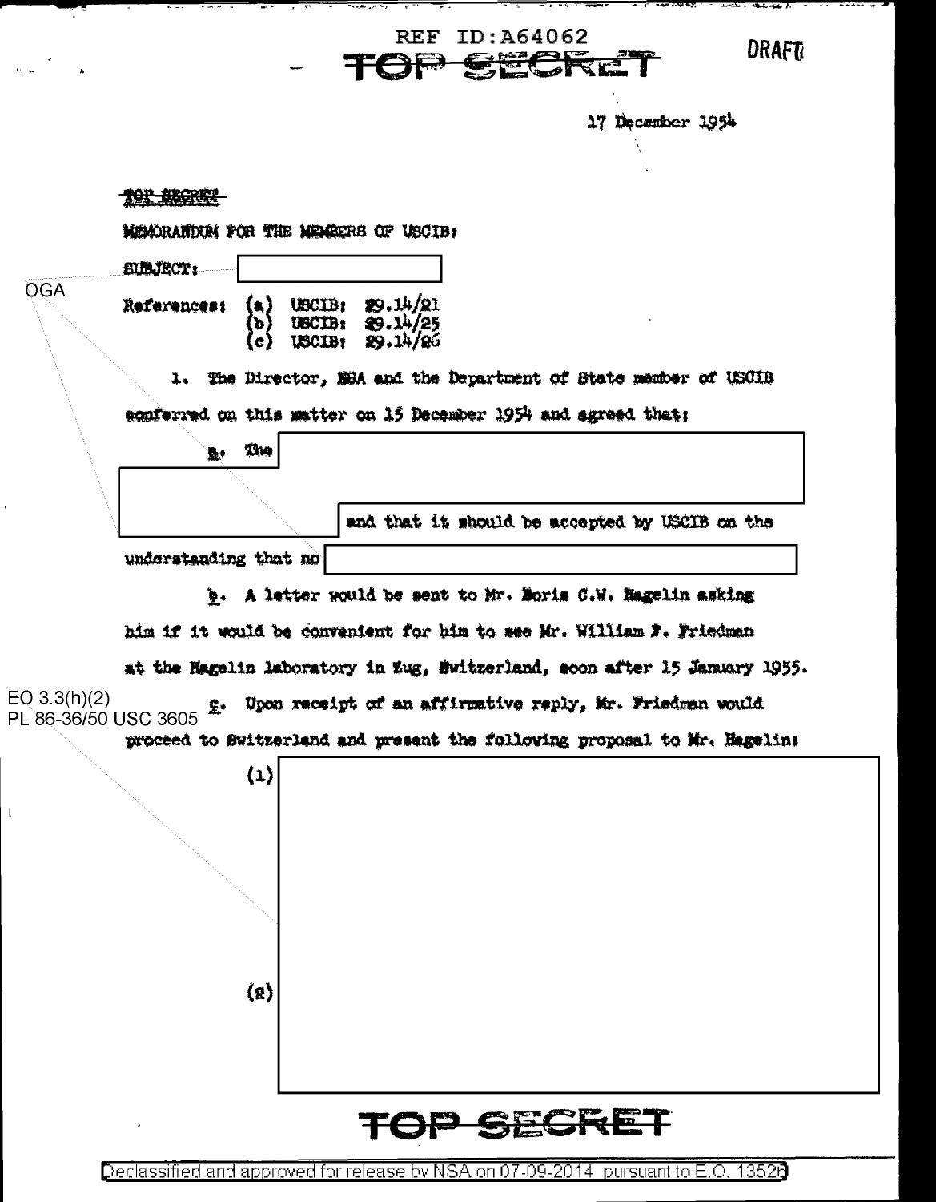REF ID:A64062

TOP SECRET

DRAFT

17 December 1954

~~TOP SECRET~~

MEMORANDUM FOR THE MEMBERS OF USCIB:

SUBJECT: [redacted]

OGA

References: (a) USCIB: 29.14/21
(b) USCIB: 29.14/25
(c) USCIB: 29.14/26

1. The Director, NSA and the Department of State member of USCIB conferred on this matter on 15 December 1954 and agreed that:

a. The [redacted] and that it should be accepted by USCIB on the understanding that no [redacted]

b. A letter would be sent to Mr. Boris C.W. Hagelin asking him if it would be convenient for him to see Mr. William F. Friedman at the Hagelin laboratory in Zug, Switzerland, soon after 15 January 1955.

EO 3.3(h)(2)
PL 86-36/50 USC 3605

c. Upon receipt of an affirmative reply, Mr. Friedman would proceed to Switzerland and present the following proposal to Mr. Hagelin:

(1) [redacted]

(2) [redacted]

TOP SECRET

Declassified and approved for release by NSA on 07-09-2014 pursuant to E.O. 13526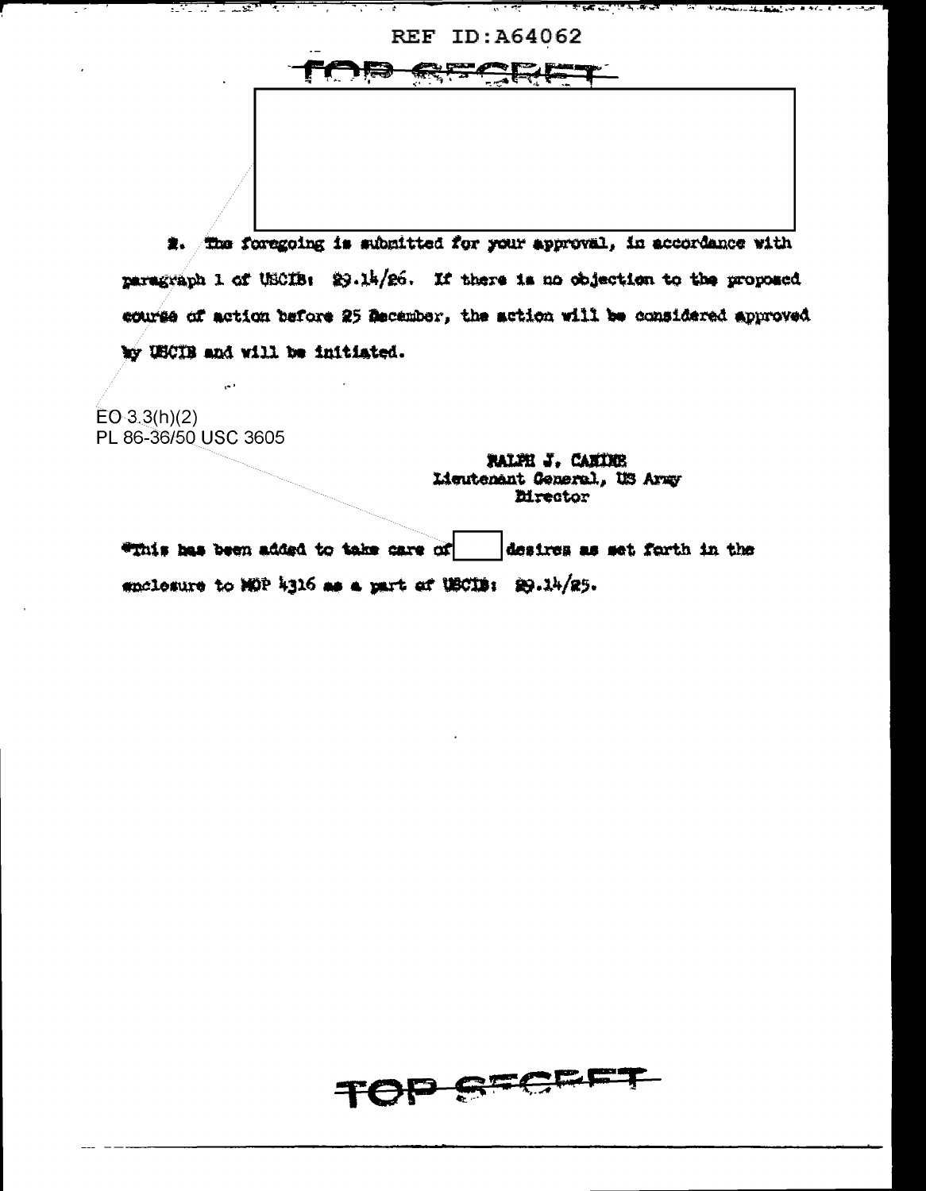REF ID:A64062

TOP SECRET

2. The foregoing is submitted for your approval, in accordance with paragraph 1 of USCIB: 29.14/26. If there is no objection to the proposed course of action before 25 December, the action will be considered approved by USCIB and will be initiated.

EO 3.3(h)(2)
PL 86-36/50 USC 3605

RALPH J. CANINE
Lieutenant General, US Army
Director

*This has been added to take care of [ ] desires as set forth in the enclosure to MOP 4316 as a part of USCIB: 29.14/25.

TOP SECRET